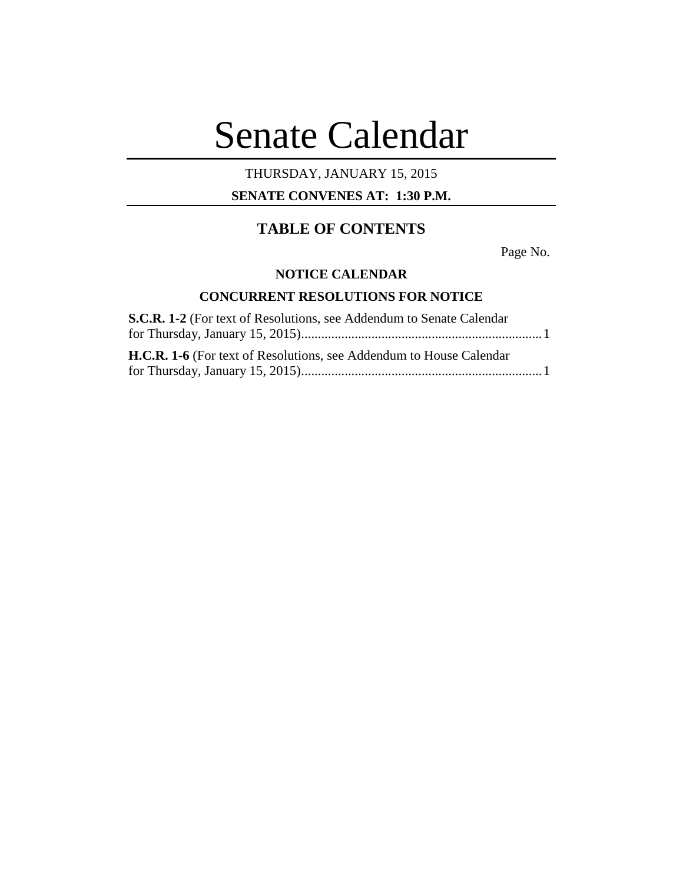# Senate Calendar

THURSDAY, JANUARY 15, 2015

**SENATE CONVENES AT: 1:30 P.M.**

## TABLE OF CONTENTS

Page No.

### NOTICE CALENDAR

### CONCURRENT RESOLUTIONS FOR NOTICE

**S.C.R. 1-2** (For text of Resolutions, see Addendum to Senate Calendar for Thursday, January 15, 2015)........................................................................1

**H.C.R. 1-6** (For text of Resolutions, see Addendum to House Calendar for Thursday, January 15, 2015)........................................................................1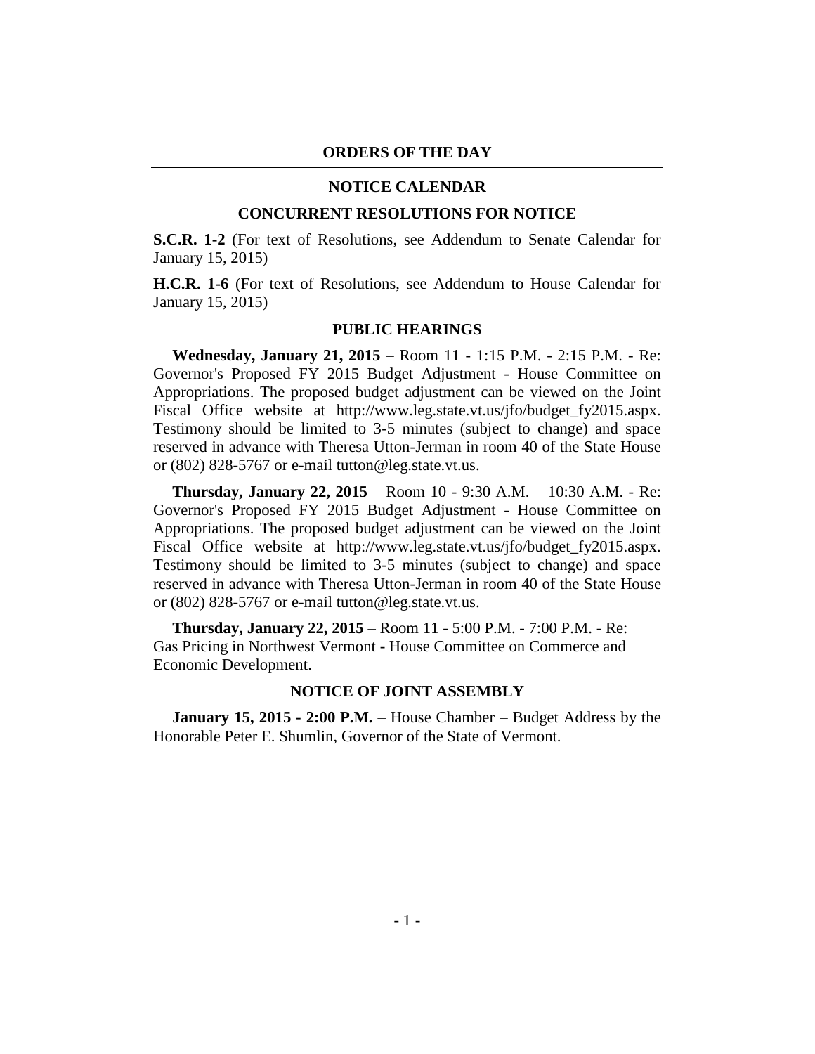## ORDERS OF THE DAY

### NOTICE CALENDAR

### CONCURRENT RESOLUTIONS FOR NOTICE

**S.C.R. 1-2** (For text of Resolutions, see Addendum to Senate Calendar for January 15, 2015)

**H.C.R. 1-6** (For text of Resolutions, see Addendum to House Calendar for January 15, 2015)

### PUBLIC HEARINGS

**Wednesday, January 21, 2015** – Room 11 - 1:15 P.M. - 2:15 P.M. - Re: Governor's Proposed FY 2015 Budget Adjustment - House Committee on Appropriations. The proposed budget adjustment can be viewed on the Joint Fiscal Office website at http://www.leg.state.vt.us/jfo/budget_fy2015.aspx. Testimony should be limited to 3-5 minutes (subject to change) and space reserved in advance with Theresa Utton-Jerman in room 40 of the State House or (802) 828-5767 or e-mail tutton@leg.state.vt.us.

**Thursday, January 22, 2015** – Room 10 - 9:30 A.M. – 10:30 A.M. - Re: Governor's Proposed FY 2015 Budget Adjustment - House Committee on Appropriations. The proposed budget adjustment can be viewed on the Joint Fiscal Office website at http://www.leg.state.vt.us/jfo/budget_fy2015.aspx. Testimony should be limited to 3-5 minutes (subject to change) and space reserved in advance with Theresa Utton-Jerman in room 40 of the State House or (802) 828-5767 or e-mail tutton@leg.state.vt.us.

**Thursday, January 22, 2015** – Room 11 - 5:00 P.M. - 7:00 P.M. - Re: Gas Pricing in Northwest Vermont - House Committee on Commerce and Economic Development.

### NOTICE OF JOINT ASSEMBLY

**January 15, 2015 - 2:00 P.M.** – House Chamber – Budget Address by the Honorable Peter E. Shumlin, Governor of the State of Vermont.